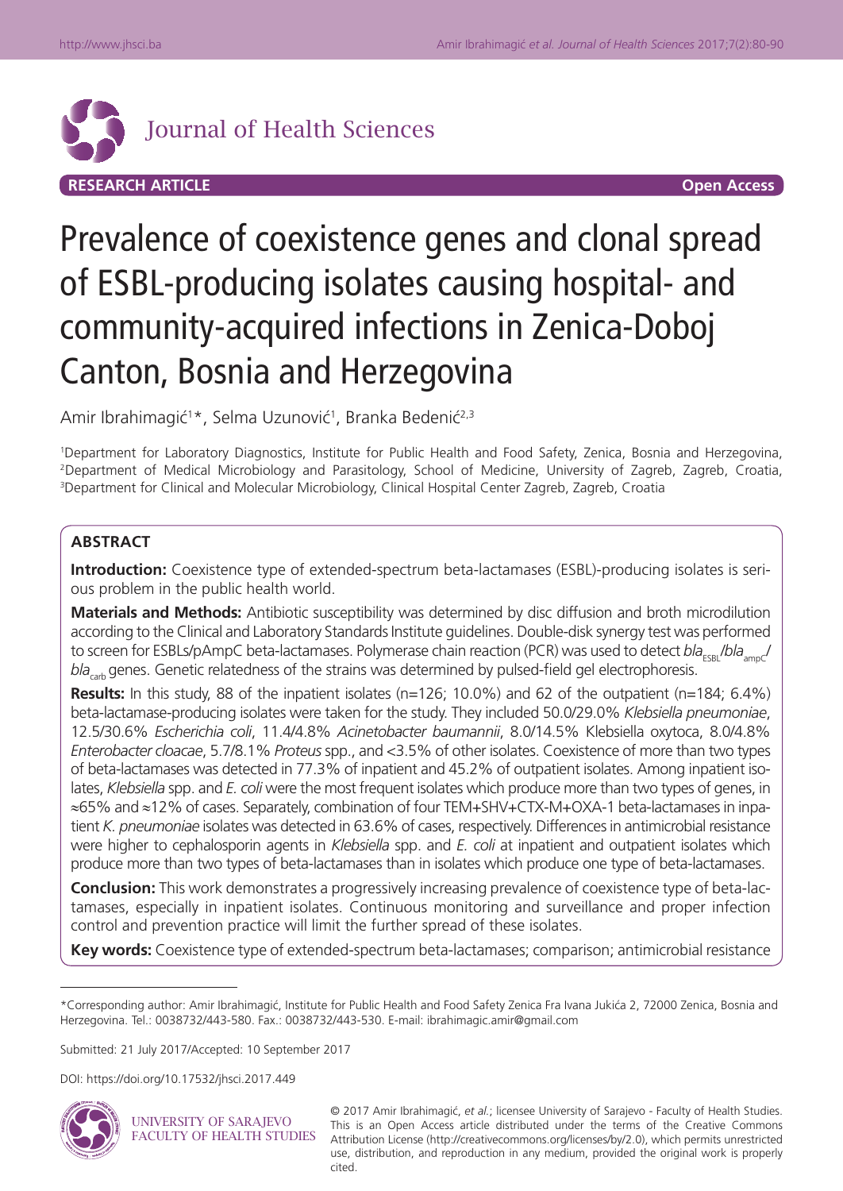Journal of Health Sciences

**RESEARCH ARTICLE** **Open Access**

# Prevalence of coexistence genes and clonal spread of ESBL-producing isolates causing hospital- and community-acquired infections in Zenica-Doboj Canton, Bosnia and Herzegovina

Amir Ibrahimagić[1]*, Selma Uzunović[1], Branka Bedenić[2,3]

[1]Department for Laboratory Diagnostics, Institute for Public Health and Food Safety, Zenica, Bosnia and Herzegovina, [2]Department of Medical Microbiology and Parasitology, School of Medicine, University of Zagreb, Zagreb, Croatia, [3]Department for Clinical and Molecular Microbiology, Clinical Hospital Center Zagreb, Zagreb, Croatia

## ABSTRACT

**Introduction:** Coexistence type of extended-spectrum beta-lactamases (ESBL)-producing isolates is serious problem in the public health world.

**Materials and Methods:** Antibiotic susceptibility was determined by disc diffusion and broth microdilution according to the Clinical and Laboratory Standards Institute guidelines. Double-disk synergy test was performed to screen for ESBLs/pAmpC beta-lactamases. Polymerase chain reaction (PCR) was used to detect $bla_{ESBL}/bla_{ampC}/bla_{carb}$ genes. Genetic relatedness of the strains was determined by pulsed-field gel electrophoresis.

**Results:** In this study, 88 of the inpatient isolates (n=126; 10.0%) and 62 of the outpatient (n=184; 6.4%) beta-lactamase-producing isolates were taken for the study. They included 50.0/29.0% *Klebsiella pneumoniae*, 12.5/30.6% *Escherichia coli*, 11.4/4.8% *Acinetobacter baumannii*, 8.0/14.5% Klebsiella oxytoca, 8.0/4.8% *Enterobacter cloacae*, 5.7/8.1% *Proteus* spp., and <3.5% of other isolates. Coexistence of more than two types of beta-lactamases was detected in 77.3% of inpatient and 45.2% of outpatient isolates. Among inpatient isolates, *Klebsiella* spp. and *E. coli* were the most frequent isolates which produce more than two types of genes, in ≈65% and ≈12% of cases. Separately, combination of four TEM+SHV+CTX-M+OXA-1 beta-lactamases in inpatient *K. pneumoniae* isolates was detected in 63.6% of cases, respectively. Differences in antimicrobial resistance were higher to cephalosporin agents in *Klebsiella* spp. and *E. coli* at inpatient and outpatient isolates which produce more than two types of beta-lactamases than in isolates which produce one type of beta-lactamases.

**Conclusion:** This work demonstrates a progressively increasing prevalence of coexistence type of beta-lactamases, especially in inpatient isolates. Continuous monitoring and surveillance and proper infection control and prevention practice will limit the further spread of these isolates.

**Key words:** Coexistence type of extended-spectrum beta-lactamases; comparison; antimicrobial resistance

---

*Corresponding author: Amir Ibrahimagić, Institute for Public Health and Food Safety Zenica Fra Ivana Jukića 2, 72000 Zenica, Bosnia and Herzegovina. Tel.: 0038732/443-580. Fax.: 0038732/443-530. E-mail: ibrahimagic.amir@gmail.com

Submitted: 21 July 2017/Accepted: 10 September 2017

DOI: https://doi.org/10.17532/jhsci.2017.449

UNIVERSITY OF SARAJEVO FACULTY OF HEALTH STUDIES

© 2017 Amir Ibrahimagić, *et al.*; licensee University of Sarajevo - Faculty of Health Studies. This is an Open Access article distributed under the terms of the Creative Commons Attribution License (http://creativecommons.org/licenses/by/2.0), which permits unrestricted use, distribution, and reproduction in any medium, provided the original work is properly cited.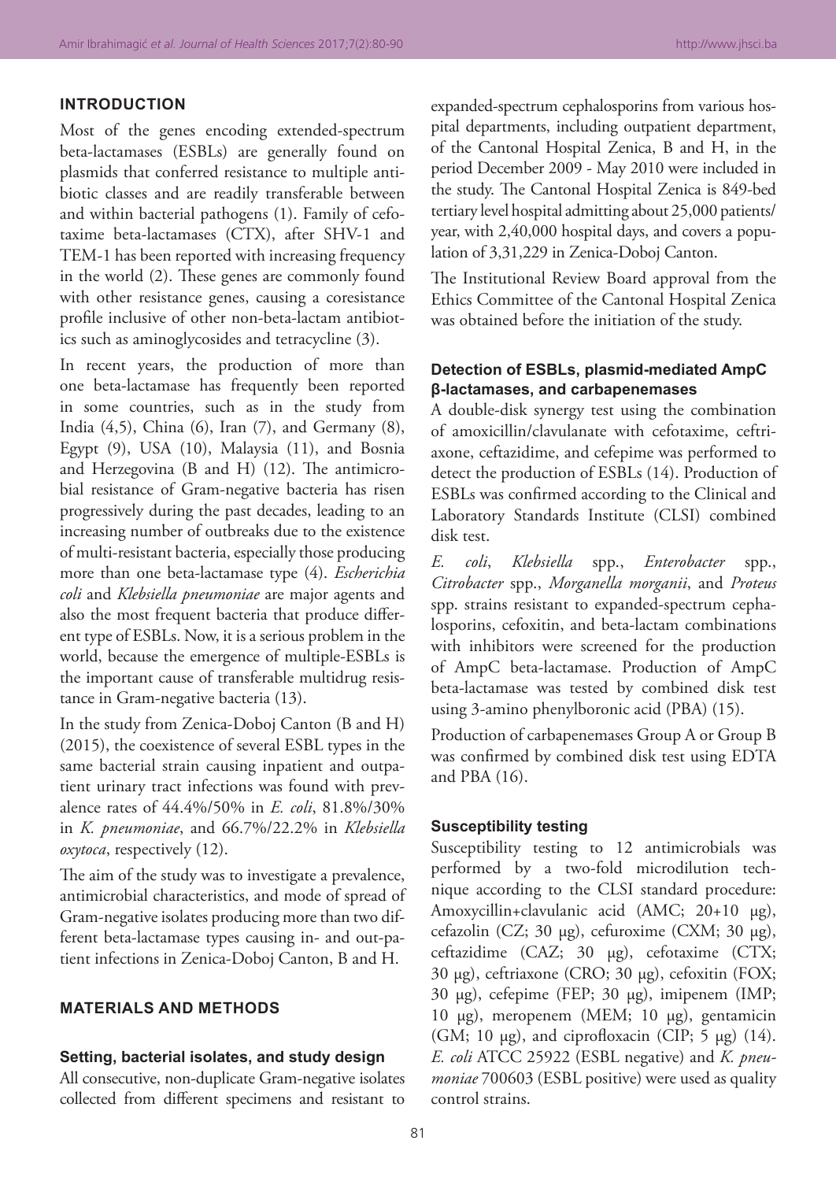## INTRODUCTION

Most of the genes encoding extended-spectrum beta-lactamases (ESBLs) are generally found on plasmids that conferred resistance to multiple antibiotic classes and are readily transferable between and within bacterial pathogens (1). Family of cefotaxime beta-lactamases (CTX), after SHV-1 and TEM-1 has been reported with increasing frequency in the world (2). These genes are commonly found with other resistance genes, causing a coresistance profile inclusive of other non-beta-lactam antibiotics such as aminoglycosides and tetracycline (3).

In recent years, the production of more than one beta-lactamase has frequently been reported in some countries, such as in the study from India (4,5), China (6), Iran (7), and Germany (8), Egypt (9), USA (10), Malaysia (11), and Bosnia and Herzegovina (B and H) (12). The antimicrobial resistance of Gram-negative bacteria has risen progressively during the past decades, leading to an increasing number of outbreaks due to the existence of multi-resistant bacteria, especially those producing more than one beta-lactamase type (4). *Escherichia coli* and *Klebsiella pneumoniae* are major agents and also the most frequent bacteria that produce different type of ESBLs. Now, it is a serious problem in the world, because the emergence of multiple-ESBLs is the important cause of transferable multidrug resistance in Gram-negative bacteria (13).

In the study from Zenica-Doboj Canton (B and H) (2015), the coexistence of several ESBL types in the same bacterial strain causing inpatient and outpatient urinary tract infections was found with prevalence rates of 44.4%/50% in *E. coli*, 81.8%/30% in *K. pneumoniae*, and 66.7%/22.2% in *Klebsiella oxytoca*, respectively (12).

The aim of the study was to investigate a prevalence, antimicrobial characteristics, and mode of spread of Gram-negative isolates producing more than two different beta-lactamase types causing in- and out-patient infections in Zenica-Doboj Canton, B and H.

## MATERIALS AND METHODS

### Setting, bacterial isolates, and study design

All consecutive, non-duplicate Gram-negative isolates collected from different specimens and resistant to expanded-spectrum cephalosporins from various hospital departments, including outpatient department, of the Cantonal Hospital Zenica, B and H, in the period December 2009 - May 2010 were included in the study. The Cantonal Hospital Zenica is 849-bed tertiary level hospital admitting about 25,000 patients/year, with 2,40,000 hospital days, and covers a population of 3,31,229 in Zenica-Doboj Canton.

The Institutional Review Board approval from the Ethics Committee of the Cantonal Hospital Zenica was obtained before the initiation of the study.

### Detection of ESBLs, plasmid-mediated AmpC β-lactamases, and carbapenemases

A double-disk synergy test using the combination of amoxicillin/clavulanate with cefotaxime, ceftriaxone, ceftazidime, and cefepime was performed to detect the production of ESBLs (14). Production of ESBLs was confirmed according to the Clinical and Laboratory Standards Institute (CLSI) combined disk test.

*E. coli*, *Klebsiella* spp., *Enterobacter* spp., *Citrobacter* spp., *Morganella morganii*, and *Proteus* spp. strains resistant to expanded-spectrum cephalosporins, cefoxitin, and beta-lactam combinations with inhibitors were screened for the production of AmpC beta-lactamase. Production of AmpC beta-lactamase was tested by combined disk test using 3-amino phenylboronic acid (PBA) (15).

Production of carbapenemases Group A or Group B was confirmed by combined disk test using EDTA and PBA (16).

### Susceptibility testing

Susceptibility testing to 12 antimicrobials was performed by a two-fold microdilution technique according to the CLSI standard procedure: Amoxycillin+clavulanic acid (AMC; 20+10 μg), cefazolin (CZ; 30 μg), cefuroxime (CXM; 30 μg), ceftazidime (CAZ; 30 μg), cefotaxime (CTX; 30 μg), ceftriaxone (CRO; 30 μg), cefoxitin (FOX; 30 μg), cefepime (FEP; 30 μg), imipenem (IMP; 10 μg), meropenem (MEM; 10 μg), gentamicin (GM; 10 μg), and ciprofloxacin (CIP; 5 μg) (14). *E. coli* ATCC 25922 (ESBL negative) and *K. pneumoniae* 700603 (ESBL positive) were used as quality control strains.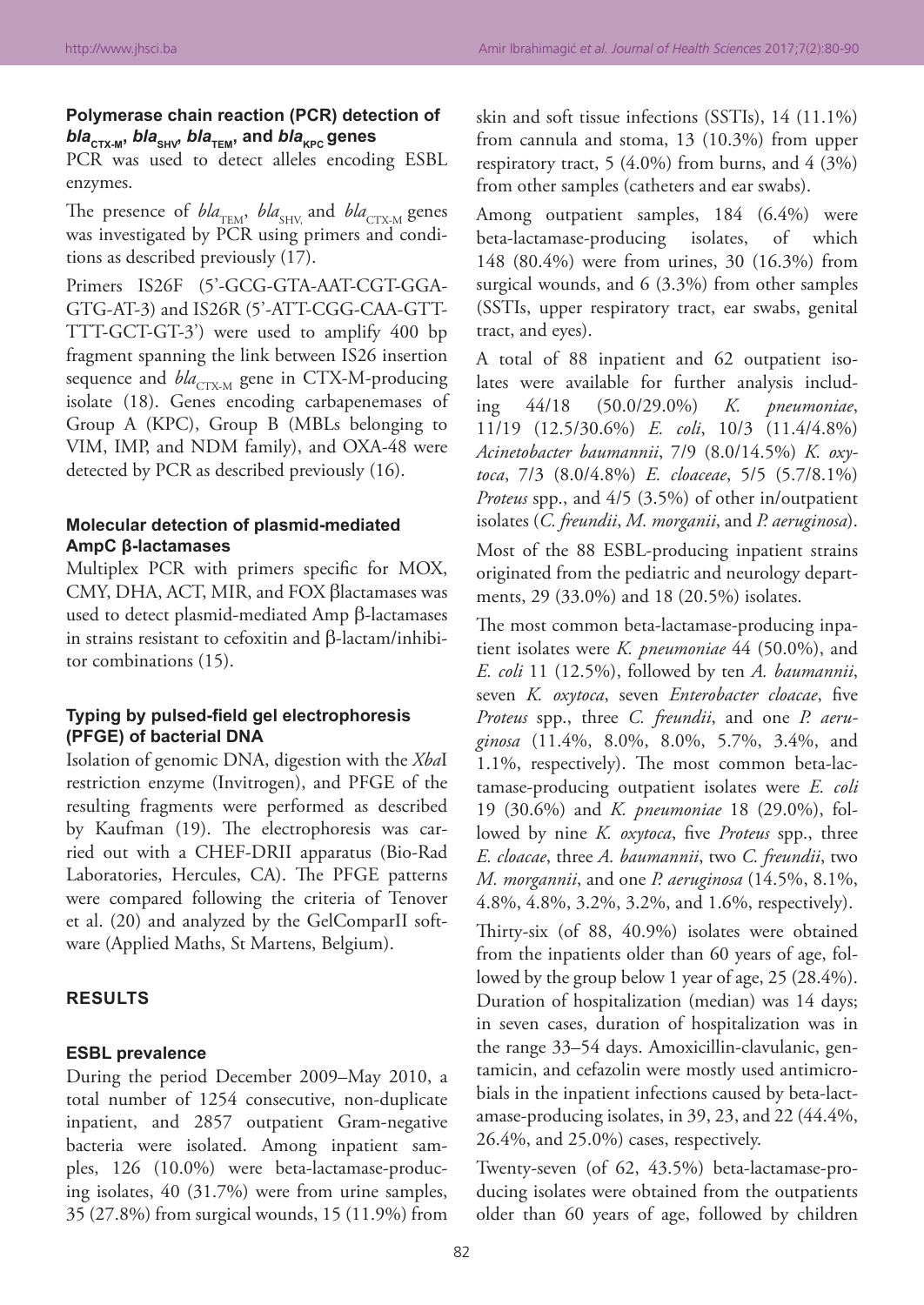### Polymerase chain reaction (PCR) detection of $bla_{CTX-M}$, $bla_{SHV}$, $bla_{TEM}$, and $bla_{KPC}$ genes

PCR was used to detect alleles encoding ESBL enzymes.

The presence of $bla_{TEM}$, $bla_{SHV,}$ and $bla_{CTX-M}$ genes was investigated by PCR using primers and conditions as described previously (17).

Primers IS26F (5'-GCG-GTA-AAT-CGT-GGA-GTG-AT-3) and IS26R (5'-ATT-CGG-CAA-GTT-TTT-GCT-GT-3') were used to amplify 400 bp fragment spanning the link between IS26 insertion sequence and $bla_{CTX-M}$ gene in CTX-M-producing isolate (18). Genes encoding carbapenemases of Group A (KPC), Group B (MBLs belonging to VIM, IMP, and NDM family), and OXA-48 were detected by PCR as described previously (16).

### Molecular detection of plasmid-mediated AmpC β-lactamases

Multiplex PCR with primers specific for MOX, CMY, DHA, ACT, MIR, and FOX βlactamases was used to detect plasmid-mediated Amp β-lactamases in strains resistant to cefoxitin and β-lactam/inhibitor combinations (15).

### Typing by pulsed-field gel electrophoresis (PFGE) of bacterial DNA

Isolation of genomic DNA, digestion with the *Xba*I restriction enzyme (Invitrogen), and PFGE of the resulting fragments were performed as described by Kaufman (19). The electrophoresis was carried out with a CHEF-DRII apparatus (Bio-Rad Laboratories, Hercules, CA). The PFGE patterns were compared following the criteria of Tenover et al. (20) and analyzed by the GelComparII software (Applied Maths, St Martens, Belgium).

## RESULTS

### ESBL prevalence

During the period December 2009–May 2010, a total number of 1254 consecutive, non-duplicate inpatient, and 2857 outpatient Gram-negative bacteria were isolated. Among inpatient samples, 126 (10.0%) were beta-lactamase-producing isolates, 40 (31.7%) were from urine samples, 35 (27.8%) from surgical wounds, 15 (11.9%) from skin and soft tissue infections (SSTIs), 14 (11.1%) from cannula and stoma, 13 (10.3%) from upper respiratory tract, 5 (4.0%) from burns, and 4 (3%) from other samples (catheters and ear swabs).

Among outpatient samples, 184 (6.4%) were beta-lactamase-producing isolates, of which 148 (80.4%) were from urines, 30 (16.3%) from surgical wounds, and 6 (3.3%) from other samples (SSTIs, upper respiratory tract, ear swabs, genital tract, and eyes).

A total of 88 inpatient and 62 outpatient isolates were available for further analysis including 44/18 (50.0/29.0%) *K. pneumoniae*, 11/19 (12.5/30.6%) *E. coli*, 10/3 (11.4/4.8%) *Acinetobacter baumannii*, 7/9 (8.0/14.5%) *K. oxytoca*, 7/3 (8.0/4.8%) *E. cloaceae*, 5/5 (5.7/8.1%) *Proteus* spp., and 4/5 (3.5%) of other in/outpatient isolates (*C. freundii*, *M. morganii*, and *P. aeruginosa*).

Most of the 88 ESBL-producing inpatient strains originated from the pediatric and neurology departments, 29 (33.0%) and 18 (20.5%) isolates.

The most common beta-lactamase-producing inpatient isolates were *K. pneumoniae* 44 (50.0%), and *E. coli* 11 (12.5%), followed by ten *A. baumannii*, seven *K. oxytoca*, seven *Enterobacter cloacae*, five *Proteus* spp., three *C. freundii*, and one *P. aeruginosa* (11.4%, 8.0%, 8.0%, 5.7%, 3.4%, and 1.1%, respectively). The most common beta-lactamase-producing outpatient isolates were *E. coli* 19 (30.6%) and *K. pneumoniae* 18 (29.0%), followed by nine *K. oxytoca*, five *Proteus* spp., three *E. cloacae*, three *A. baumannii*, two *C. freundii*, two *M. morgannii*, and one *P. aeruginosa* (14.5%, 8.1%, 4.8%, 4.8%, 3.2%, 3.2%, and 1.6%, respectively).

Thirty-six (of 88, 40.9%) isolates were obtained from the inpatients older than 60 years of age, followed by the group below 1 year of age, 25 (28.4%). Duration of hospitalization (median) was 14 days; in seven cases, duration of hospitalization was in the range 33–54 days. Amoxicillin-clavulanic, gentamicin, and cefazolin were mostly used antimicrobials in the inpatient infections caused by beta-lactamase-producing isolates, in 39, 23, and 22 (44.4%, 26.4%, and 25.0%) cases, respectively.

Twenty-seven (of 62, 43.5%) beta-lactamase-producing isolates were obtained from the outpatients older than 60 years of age, followed by children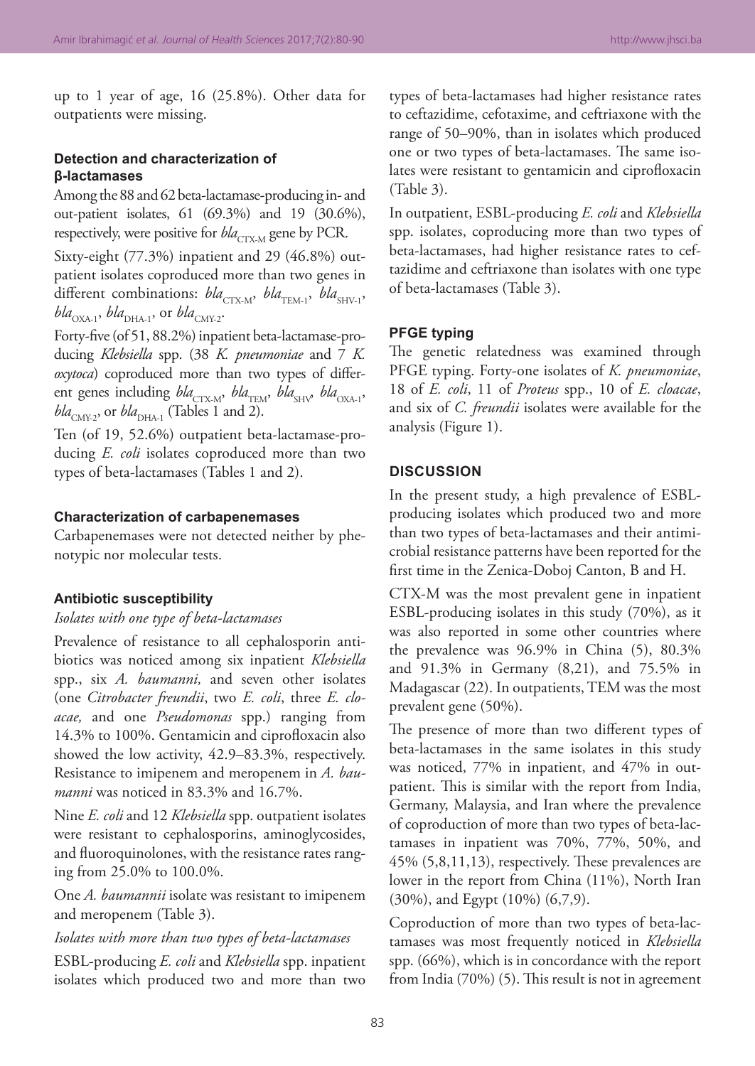up to 1 year of age, 16 (25.8%). Other data for outpatients were missing.

### Detection and characterization of β-lactamases

Among the 88 and 62 beta-lactamase-producing in- and out-patient isolates, 61 (69.3%) and 19 (30.6%), respectively, were positive for $bla_{CTX-M}$ gene by PCR.

Sixty-eight (77.3%) inpatient and 29 (46.8%) outpatient isolates coproduced more than two genes in different combinations: $bla_{CTX-M}$, $bla_{TEM-1}$, $bla_{SHV-1}$, $bla_{OXA-1}$, $bla_{DHA-1}$, or $bla_{CMY-2}$.

Forty-five (of 51, 88.2%) inpatient beta-lactamase-producing *Klebsiella* spp. (38 *K. pneumoniae* and 7 *K. oxytoca*) coproduced more than two types of different genes including $bla_{CTX-M}$, $bla_{TEM}$, $bla_{SHV}$, $bla_{OXA-1}$, $bla_{CMY-2}$, or $bla_{DHA-1}$ (Tables 1 and 2).

Ten (of 19, 52.6%) outpatient beta-lactamase-producing *E. coli* isolates coproduced more than two types of beta-lactamases (Tables 1 and 2).

### Characterization of carbapenemases

Carbapenemases were not detected neither by phenotypic nor molecular tests.

### Antibiotic susceptibility

*Isolates with one type of beta-lactamases*

Prevalence of resistance to all cephalosporin antibiotics was noticed among six inpatient *Klebsiella* spp., six *A. baumanni,* and seven other isolates (one *Citrobacter freundii*, two *E. coli*, three *E. cloacae,* and one *Pseudomonas* spp.) ranging from 14.3% to 100%. Gentamicin and ciprofloxacin also showed the low activity, 42.9–83.3%, respectively. Resistance to imipenem and meropenem in *A. baumanni* was noticed in 83.3% and 16.7%.

Nine *E. coli* and 12 *Klebsiella* spp. outpatient isolates were resistant to cephalosporins, aminoglycosides, and fluoroquinolones, with the resistance rates ranging from 25.0% to 100.0%.

One *A. baumannii* isolate was resistant to imipenem and meropenem (Table 3).

*Isolates with more than two types of beta-lactamases*

ESBL-producing *E. coli* and *Klebsiella* spp. inpatient isolates which produced two and more than two types of beta-lactamases had higher resistance rates to ceftazidime, cefotaxime, and ceftriaxone with the range of 50–90%, than in isolates which produced one or two types of beta-lactamases. The same isolates were resistant to gentamicin and ciprofloxacin (Table 3).

In outpatient, ESBL-producing *E. coli* and *Klebsiella* spp. isolates, coproducing more than two types of beta-lactamases, had higher resistance rates to ceftazidime and ceftriaxone than isolates with one type of beta-lactamases (Table 3).

### PFGE typing

The genetic relatedness was examined through PFGE typing. Forty-one isolates of *K. pneumoniae*, 18 of *E. coli*, 11 of *Proteus* spp., 10 of *E. cloacae*, and six of *C. freundii* isolates were available for the analysis (Figure 1).

## DISCUSSION

In the present study, a high prevalence of ESBL-producing isolates which produced two and more than two types of beta-lactamases and their antimicrobial resistance patterns have been reported for the first time in the Zenica-Doboj Canton, B and H.

CTX-M was the most prevalent gene in inpatient ESBL-producing isolates in this study (70%), as it was also reported in some other countries where the prevalence was 96.9% in China (5), 80.3% and 91.3% in Germany (8,21), and 75.5% in Madagascar (22). In outpatients, TEM was the most prevalent gene (50%).

The presence of more than two different types of beta-lactamases in the same isolates in this study was noticed, 77% in inpatient, and 47% in outpatient. This is similar with the report from India, Germany, Malaysia, and Iran where the prevalence of coproduction of more than two types of beta-lactamases in inpatient was 70%, 77%, 50%, and 45% (5,8,11,13), respectively. These prevalences are lower in the report from China (11%), North Iran (30%), and Egypt (10%) (6,7,9).

Coproduction of more than two types of beta-lactamases was most frequently noticed in *Klebsiella* spp. (66%), which is in concordance with the report from India (70%) (5). This result is not in agreement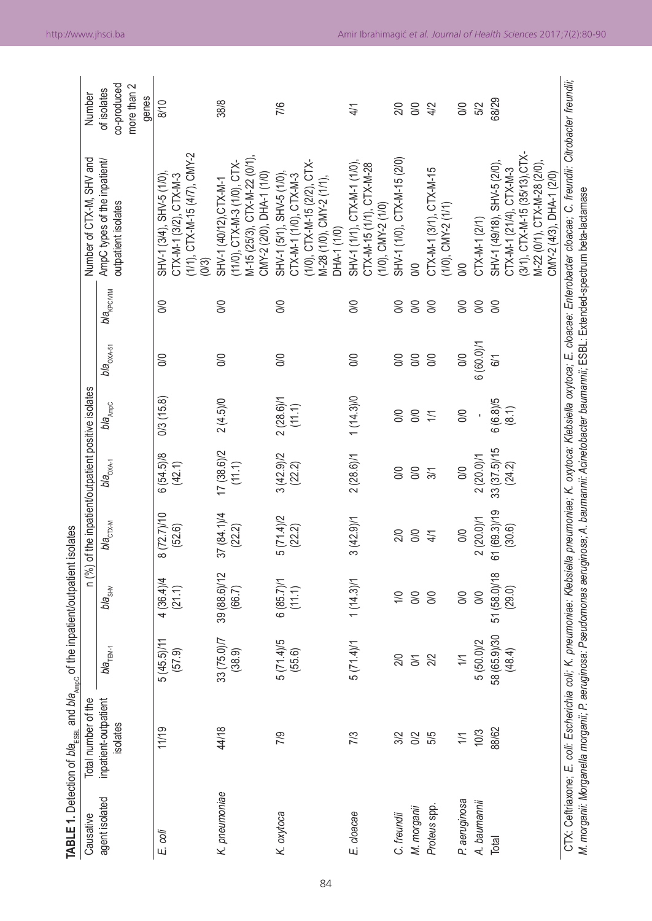**TABLE 1.** Detection of $bla_{ESBL}$ and $bla_{AmpC}$ of the inpatient/outpatient isolates

| Causative agent isolated | Total number of the inpatient-outpatient isolates | n (%) of the inpatient/outpatient positive isolates | | | | | | | Number of CTX-M, SHV and AmpC types of the inpatient/outpatient isolates | Number of isolates co-produced more than 2 genes |
|---|---|---|---|---|---|---|---|---|---|---|
| | | $bla_{TEM-1}$ | $bla_{SHV}$ | $bla_{CTX-M}$ | $bla_{OXA-1}$ | $bla_{AmpC}$ | $bla_{OXA-51}$ | $bla_{KPC/VIM}$ | | |
| *E. coli* | 11/19 | 5 (45.5)/11 (57.9) | 4 (36.4)/4 (21.1) | 8 (72.7)/10 (52.6) | 6 (54.5)/8 (42.1) | 0/3 (15.8) | 0/0 | 0/0 | SHV-1 (3/4), SHV-5 (1/0), CTX-M-1 (3/2), CTX-M-3 (1/1), CTX-M-15 (4/7), CMY-2 (0/3) | 8/10 |
| *K. pneumoniae* | 44/18 | 33 (75.0)/7 (38.9) | 39 (88.6)/12 (66.7) | 37 (84.1)/4 (22.2) | 17 (38.6)/2 (11.1) | 2 (4.5)/0 | 0/0 | 0/0 | SHV-1 (40/12), CTX-M-1 (11/0), CTX-M-3 (1/0), CTX-M-15 (25/3), CTX-M-22 (0/1), CMY-2 (2/0), DHA-1 (1/0) | 38/8 |
| *K. oxytoca* | 7/9 | 5 (71.4)/5 (55.6) | 6 (85.7)/1 (11.1) | 5 (71.4)/2 (22.2) | 3 (42.9)/2 (22.2) | 2 (28.6)/1 (11.1) | 0/0 | 0/0 | SHV-1 (5/1), SHV-5 (1/0), CTX-M-1 (1/0), CTX-M-3 (1/0), CTX-M-15 (2/2), CTX-M-28 (1/0), CMY-2 (1/1), DHA-1 (1/0) | 7/6 |
| *E. cloacae* | 7/3 | 5 (71.4)/1 | 1 (14.3)/1 | 3 (42.9)/1 | 2 (28.6)/1 | 1 (14.3)/0 | 0/0 | 0/0 | SHV-1 (1/1), CTX-M-1 (1/0), CTX-M-15 (1/1), CTX-M-28 (1/0), CMY-2 (1/0) | 4/1 |
| *C. freundii* | 3/2 | 2/0 | 1/0 | 2/0 | 0/0 | 0/0 | 0/0 | 0/0 | SHV-1 (1/0), CTX-M-15 (2/0) | 2/0 |
| *M. morganii* | 0/2 | 0/1 | 0/0 | 0/0 | 0/0 | 0/0 | 0/0 | 0/0 | 0/0 | 0/0 |
| *Proteus* spp. | 5/5 | 2/2 | 0/0 | 4/1 | 3/1 | 1/1 | 0/0 | 0/0 | CTX-M-1 (3/1), CTX-M-15 (1/0), CMY-2 (1/1) | 4/2 |
| *P. aeruginosa* | 1/1 | 1/1 | 0/0 | 0/0 | 0/0 | 0/0 | 0/0 | 0/0 | 0/0 | 0/0 |
| *A. baumannii* | 10/3 | 5 (50.0)/2 | 0/0 | 2 (20.0)/1 | 2 (20.0)/1 | - | 6 (60.0)/1 | 0/0 | CTX-M-1 (2/1) | 5/2 |
| Total | 88/62 | 58 (65.9)/30 (48.4) | 51 (58.0)/18 (29.0) | 61 (69.3)/19 (30.6) | 33 (37.5)/15 (24.2) | 6 (6.8)/5 (8.1) | 6/1 | 0/0 | SHV-1 (49/18), SHV-5 (2/0), CTX-M-1 (21/4), CTX-M-3 (3/1), CTX-M-15 (35/13), CTX-M-22 (0/1), CTX-M-28 (2/0), CMY-2 (4/3), DHA-1 (2/0) | 68/29 |

CTX: Ceftriaxone; *E. coli*: *Escherichia coli*; *K. pneumoniae*: *Klebsiella pneumoniae*; *K. oxytoca*: *Klebsiella oxytoca*; *E. cloacae*: *Enterobacter cloacae*; *C. freundii*: *Citrobacter freundii*; *M. morganii*: *Morganella morganii*; *P. aeruginosa*: *Pseudomonas aeruginosa*; *A. baumannii*: *Acinetobacter baumannii*; ESBL: Extended-spectrum beta-lactamase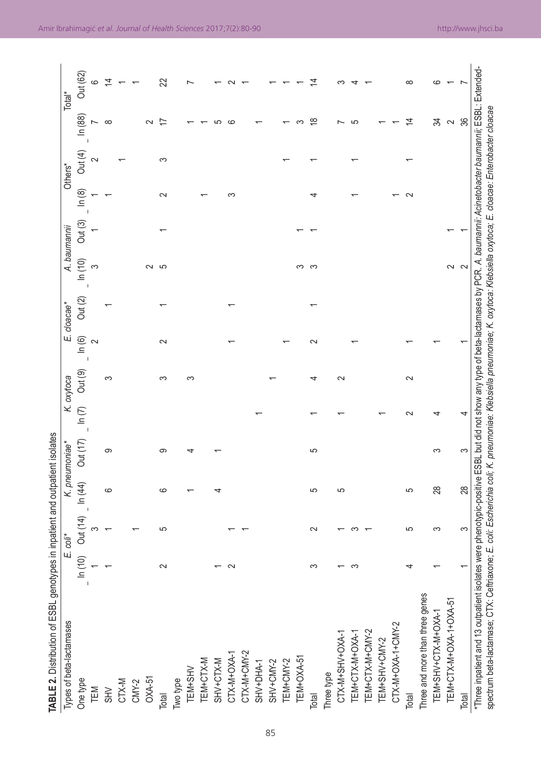**TABLE 2.** Distribution of ESBL genotypes in inpatient and outpatient isolates

| Types of beta-lactamases | *E. coli** | | *K. pneumoniae** | | *K. oxytoca* | | *E. cloacae** | | *A. baumannii* | | Others* | | Total* | |
|---|---|---|---|---|---|---|---|---|---|---|---|---|---|---|
| | In (10) | Out (14) | In (44) | Out (17) | In (7) | Out (9) | In (6) | Out (2) | In (10) | Out (3) | In (8) | Out (4) | In (88) | Out (62) |
| One type | | | | | | | | | | | | | | |
| TEM | 1 | 3 | | | | | 2 | | 3 | 1 | 1 | 2 | 7 | 6 |
| SHV | 1 | 1 | 6 | 9 | | 3 | | 1 | | | 1 | | 8 | 14 |
| CTX-M | | | | | | | | | | | | 1 | | 1 |
| CMY-2 | | 1 | | | | | | | | | | | | 1 |
| OXA-51 | | | | | | | | | 2 | | | | 2 | |
| Total | 2 | 5 | 6 | 9 | | 3 | 2 | 1 | 5 | 1 | 2 | 3 | 17 | 22 |
| Two type | | | | | | | | | | | | | | |
| TEM+SHV | | | 1 | 4 | | 3 | | | | | | | 1 | 7 |
| TEM+CTX-M | | | | | | | | | | | 1 | | 1 | |
| SHV+CTX-M | 1 | | 4 | 1 | | | | | | | | | 5 | 1 |
| CTX-M+OXA-1 | 2 | 1 | | | | | 1 | 1 | | | 3 | | 6 | 2 |
| CTX-M+CMY-2 | | 1 | | | | | | | | | | | | 1 |
| SHV+DHA-1 | | | | | 1 | | | | | | | | 1 | |
| SHV+CMY-2 | | | | | | 1 | | | | | | | | 1 |
| TEM+CMY-2 | | | | | | | 1 | | | | | 1 | 1 | 1 |
| TEM+OXA-51 | | | | | | | | | 3 | 1 | | | 3 | 1 |
| Total | 3 | 2 | 5 | 5 | 1 | 4 | 2 | 1 | 3 | 1 | 4 | 1 | 18 | 14 |
| Three type | | | | | | | | | | | | | | |
| CTX-M+SHV+OXA-1 | 1 | 1 | 5 | | 1 | 2 | | | | | | | 7 | 3 |
| TEM+CTX-M+OXA-1 | 3 | 3 | | | | | 1 | | | | 1 | 1 | 5 | 4 |
| TEM+CTX-M+CMY-2 | | 1 | | | | | | | | | | | | 1 |
| TEM+SHV+CMY-2 | | | | | 1 | | | | | | | | 1 | |
| CTX-M+OXA-1+CMY-2 | | | | | | | | | | | 1 | | 1 | |
| Total | 4 | 5 | 5 | | 2 | 2 | 1 | | | | 2 | 1 | 14 | 8 |
| Three and more than three genes | | | | | | | | | | | | | | |
| TEM+SHV+CTX-M+OXA-1 | 1 | 3 | 28 | 3 | 4 | | 1 | | | | | | 34 | 6 |
| TEM+CTX-M+OXA-1+OXA-51 | | | | | | | | | 2 | 1 | | | 2 | 1 |
| Total | 1 | 3 | 28 | 3 | 4 | | 1 | | 2 | 1 | | | 36 | 7 |

*Three inpatient and 13 outpatient isolates were phenotypic-positive ESBL but did not show any type of beta-lactamases by PCR. *A. baumannii*: *Acinetobacter baumannii*; ESBL: Extended-spectrum beta-lactamase; CTX: Ceftriaxone; *E. coli*: *Escherichia coli*; *K. pneumoniae*: *Klebsiella pneumoniae*; *K. oxytoca*: *Klebsiella oxytoca*; *E. cloacae*: *Enterobacter cloacae*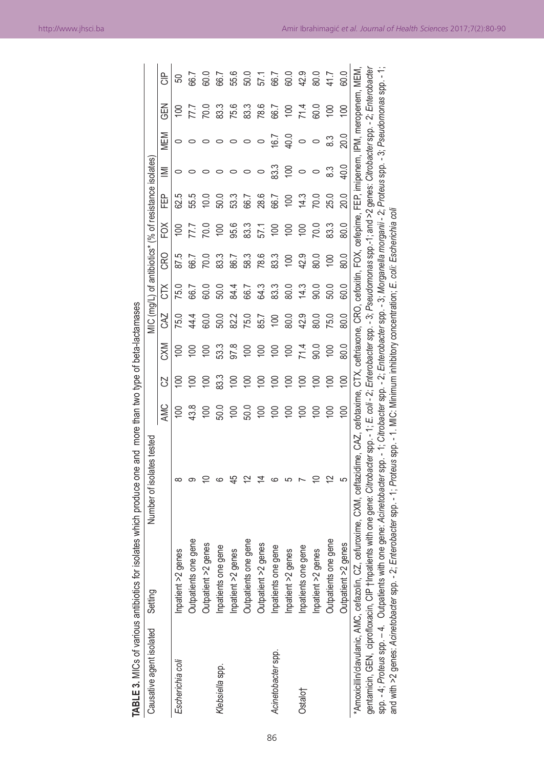**TABLE 3.** MICs of various antibiotics for isolates which produce one and more than two type of beta-lactamases

| Causative agent isolated | Setting | Number of isolates tested | MIC (mg/L) of antibiotics* (% of resistance isolates) | | | | | | | | | | | |
|---|---|---|---|---|---|---|---|---|---|---|---|---|---|---|
| | | | AMC | CZ | CXM | CAZ | CTX | CRO | FOX | FEP | IMI | MEM | GEN | CIP |
| *Escherichia coli* | Inpatient >2 genes | 8 | 100 | 100 | 100 | 75.0 | 75.0 | 87.5 | 100 | 62.5 | 0 | 0 | 100 | 50 |
| | Outpatients one gene | 9 | 43.8 | 100 | 100 | 44.4 | 66.7 | 66.7 | 77.7 | 55.5 | 0 | 0 | 77.7 | 66.7 |
| | Outpatient >2 genes | 10 | 100 | 100 | 100 | 60.0 | 60.0 | 70.0 | 70.0 | 10.0 | 0 | 0 | 70.0 | 60.0 |
| *Klebsiella* spp. | Inpatients one gene | 6 | 50.0 | 83.3 | 53.3 | 50.0 | 50.0 | 83.3 | 100 | 50.0 | 0 | 0 | 83.3 | 66.7 |
| | Inpatient >2 genes | 45 | 100 | 100 | 97.8 | 82.2 | 84.4 | 86.7 | 95.6 | 53.3 | 0 | 0 | 75.6 | 55.6 |
| | Outpatients one gene | 12 | 50.0 | 100 | 100 | 75.0 | 66.7 | 58.3 | 83.3 | 66.7 | 0 | 0 | 83.3 | 50.0 |
| | Outpatient >2 genes | 14 | 100 | 100 | 100 | 85.7 | 64.3 | 78.6 | 57.1 | 28.6 | 0 | 0 | 78.6 | 57.1 |
| *Acinetobacter* spp. | Inpatients one gene | 6 | 100 | 100 | 100 | 100 | 83.3 | 83.3 | 100 | 66.7 | 83.3 | 16.7 | 66.7 | 66.7 |
| | Inpatient >2 genes | 5 | 100 | 100 | 100 | 80.0 | 80.0 | 100 | 100 | 100 | 100 | 40.0 | 100 | 60.0 |
| Ostalo† | Inpatients one gene | 7 | 100 | 100 | 71.4 | 42.9 | 14.3 | 42.9 | 100 | 14.3 | 0 | 0 | 71.4 | 42.9 |
| | Inpatient >2 genes | 10 | 100 | 100 | 90.0 | 80.0 | 90.0 | 80.0 | 70.0 | 70.0 | 0 | 0 | 60.0 | 80.0 |
| | Outpatients one gene | 12 | 100 | 100 | 100 | 75.0 | 50.0 | 100 | 83.3 | 25.0 | 8.3 | 8.3 | 100 | 41.7 |
| | Outpatient >2 genes | 5 | 100 | 100 | 80.0 | 80.0 | 60.0 | 80.0 | 80.0 | 20.0 | 40.0 | 20.0 | 100 | 60.0 |

*Amoxicillin/clavulanic, AMC, cefazolin, CZ, cefuroxime, CXM, ceftazidime, CAZ, cefotaxime, CTX, ceftriaxone, CRO, cefoxitin, FOX, cefepime, FEP, imipenem, IPM, meropenem, MEM, gentamicin, GEN, ciprofloxacin, CIP †Inpatients with one gene: *Citrobacter* spp. - 1; *E. coli* - 2; *Enterobacter* spp. - 3; *Pseudomonas* spp.-1; and >2 genes: *Citrobacter* spp. - 2; *Enterobacter* spp. - 4; *Proteus* spp. – 4. Outpatients with one gene: *Acinetobacter* spp. - 1; *Citrobacter* spp. - 2; *Enterobacter* spp. - 3; *Morganella morganii* - 2; *Proteus* spp. - 3; *Pseudomonas* spp. - 1; and with >2 genes: *Acinetobacter* spp. - 2; *Enterobacter* spp. - 1; *Proteus* spp. - 1. MIC: Minimum inhibitory concentration; *E. coli*: *Escherichia coli*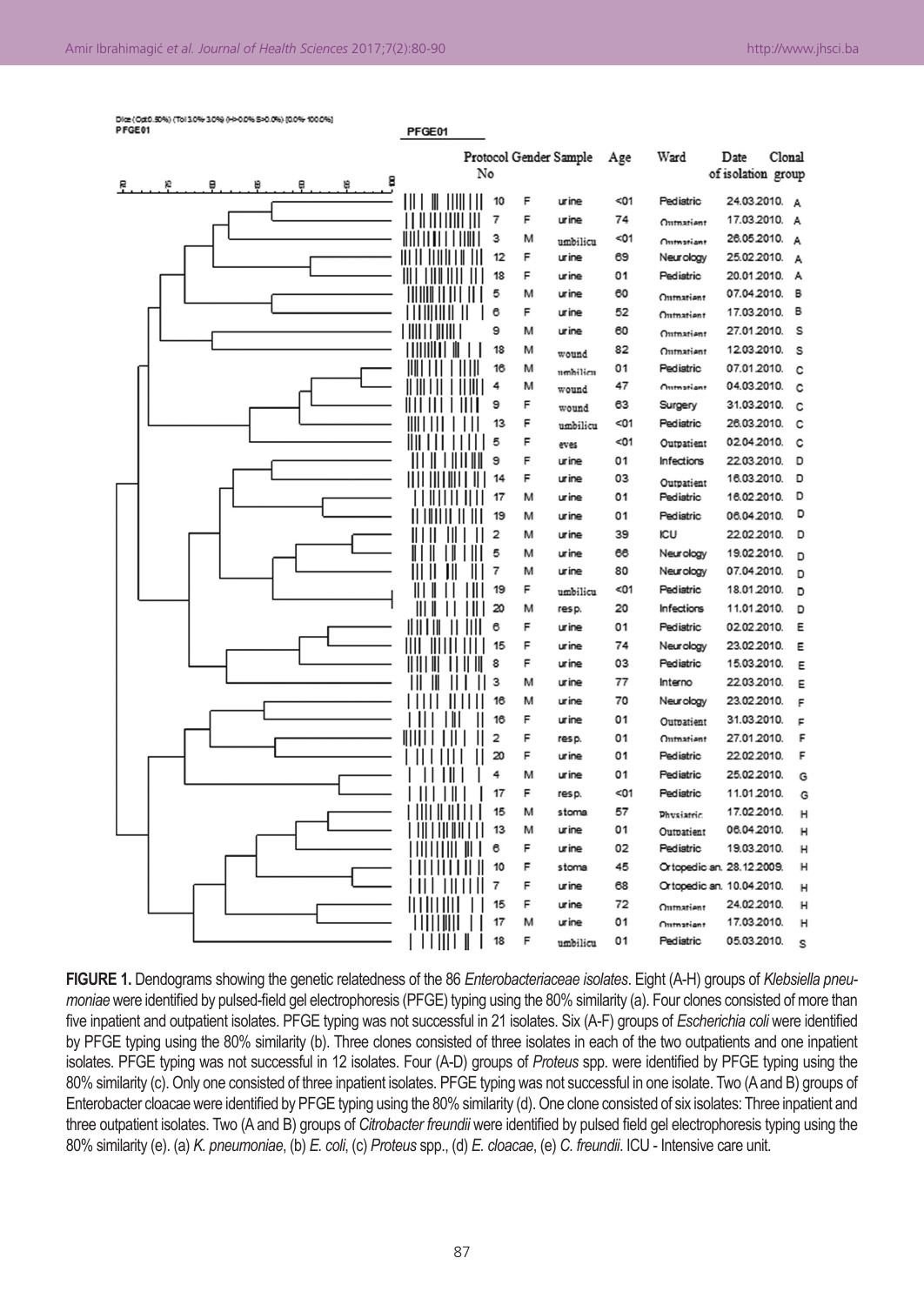Dice (Opt:0.50%) (Tol 3.0%-3.0%) (H>0.0% S>0.0%) [0.0%-100.0%]
PFGE01

PFGE01

| Protocol No | Gender | Sample | Age | Ward | Date of isolation | Clonal group |
|---|---|---|---|---|---|---|
| 10 | F | urine | <01 | Pediatric | 24.03.2010. | A |
| 7 | F | urine | 74 | Outpatient | 17.03.2010. | A |
| 3 | M | umbilicu | <01 | Outpatient | 26.05.2010. | A |
| 12 | F | urine | 69 | Neurology | 25.02.2010. | A |
| 18 | F | urine | 01 | Pediatric | 20.01.2010. | A |
| 5 | M | urine | 60 | Outpatient | 07.04.2010. | B |
| 6 | F | urine | 52 | Outpatient | 17.03.2010. | B |
| 9 | M | urine | 60 | Outpatient | 27.01.2010. | S |
| 18 | M | wound | 82 | Outpatient | 12.03.2010. | S |
| 16 | M | umbilicu | 01 | Pediatric | 07.01.2010. | C |
| 4 | M | wound | 47 | Outpatient | 04.03.2010. | C |
| 9 | F | wound | 63 | Surgery | 31.03.2010. | C |
| 13 | F | umbilicu | <01 | Pediatric | 26.03.2010. | C |
| 5 | F | eyes | <01 | Outpatient | 02.04.2010. | C |
| 9 | F | urine | 01 | Infections | 22.03.2010. | D |
| 14 | F | urine | 03 | Outpatient | 16.03.2010. | D |
| 17 | M | urine | 01 | Pediatric | 16.02.2010. | D |
| 19 | M | urine | 01 | Pediatric | 06.04.2010. | D |
| 2 | M | urine | 39 | ICU | 22.02.2010. | D |
| 5 | M | urine | 66 | Neurology | 19.02.2010. | D |
| 7 | M | urine | 80 | Neurology | 07.04.2010. | D |
| 19 | F | umbilicu | <01 | Pediatric | 18.01.2010. | D |
| 20 | M | resp. | 20 | Infections | 11.01.2010. | D |
| 6 | F | urine | 01 | Pediatric | 02.02.2010. | E |
| 15 | F | urine | 74 | Neurology | 23.02.2010. | E |
| 8 | F | urine | 03 | Pediatric | 15.03.2010. | E |
| 3 | M | urine | 77 | Interno | 22.03.2010. | E |
| 16 | M | urine | 70 | Neurology | 23.02.2010. | F |
| 16 | F | urine | 01 | Outpatient | 31.03.2010. | F |
| 2 | F | resp. | 01 | Outpatient | 27.01.2010. | F |
| 20 | F | urine | 01 | Pediatric | 22.02.2010. | F |
| 4 | M | urine | 01 | Pediatric | 25.02.2010. | G |
| 17 | F | resp. | <01 | Pediatric | 11.01.2010. | G |
| 15 | M | stoma | 57 | Physiatric | 17.02.2010. | H |
| 13 | M | urine | 01 | Outpatient | 06.04.2010. | H |
| 6 | F | urine | 02 | Pediatric | 19.03.2010. | H |
| 10 | F | stoma | 45 | Ortopedic an. | 28.12.2009. | H |
| 7 | F | urine | 68 | Ortopedic an. | 10.04.2010. | H |
| 15 | F | urine | 72 | Outpatient | 24.02.2010. | H |
| 17 | M | urine | 01 | Outpatient | 17.03.2010. | H |
| 18 | F | umbilicu | 01 | Pediatric | 05.03.2010. | S |

**FIGURE 1.** Dendograms showing the genetic relatedness of the 86 *Enterobacteriaceae isolates*. Eight (A-H) groups of *Klebsiella pneumoniae* were identified by pulsed-field gel electrophoresis (PFGE) typing using the 80% similarity (a). Four clones consisted of more than five inpatient and outpatient isolates. PFGE typing was not successful in 21 isolates. Six (A-F) groups of *Escherichia coli* were identified by PFGE typing using the 80% similarity (b). Three clones consisted of three isolates in each of the two outpatients and one inpatient isolates. PFGE typing was not successful in 12 isolates. Four (A-D) groups of *Proteus* spp. were identified by PFGE typing using the 80% similarity (c). Only one consisted of three inpatient isolates. PFGE typing was not successful in one isolate. Two (A and B) groups of Enterobacter cloacae were identified by PFGE typing using the 80% similarity (d). One clone consisted of six isolates: Three inpatient and three outpatient isolates. Two (A and B) groups of *Citrobacter freundii* were identified by pulsed field gel electrophoresis typing using the 80% similarity (e). (a) *K. pneumoniae*, (b) *E. coli*, (c) *Proteus* spp., (d) *E. cloacae*, (e) *C. freundii*. ICU - Intensive care unit.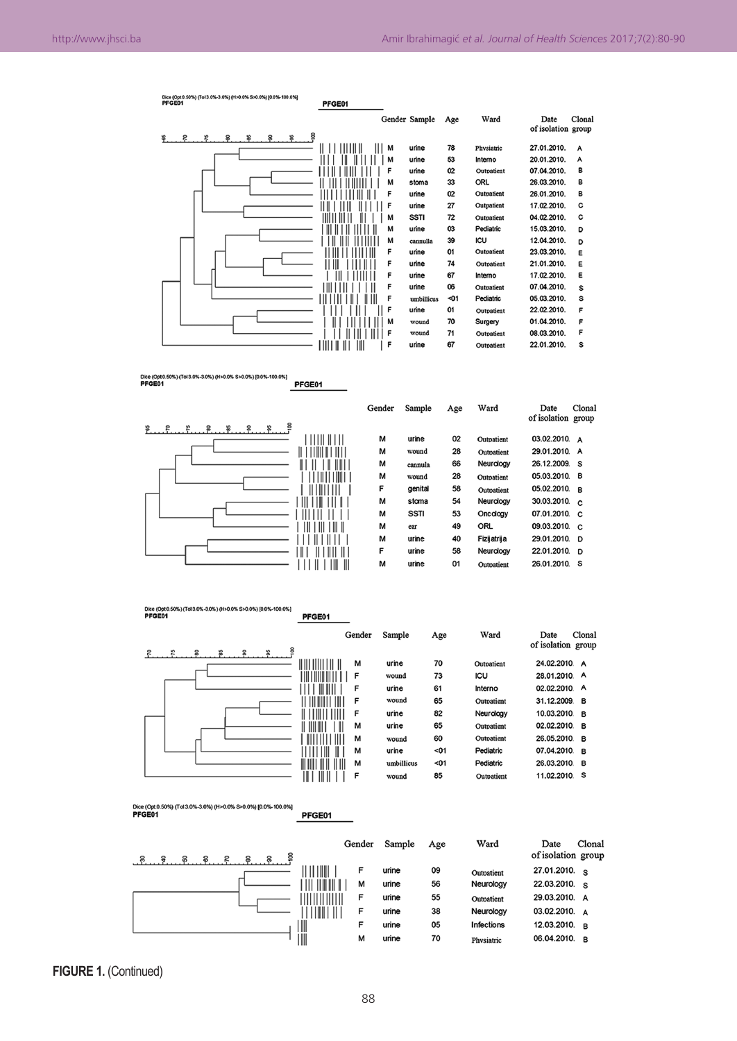Dice (Opt:0.50%) (Tol 3.0%-3.0%) (H>0.0% S>0.0%) [0.0%-100.0%]
PFGE01

| Gender | Sample | Age | Ward | Date of isolation | Clonal group |
|---|---|---|---|---|---|
| M | urine | 78 | Physiatric | 27.01.2010. | A |
| M | urine | 53 | Interno | 20.01.2010. | A |
| F | urine | 02 | Outpatient | 07.04.2010. | B |
| M | stoma | 33 | ORL | 26.03.2010. | B |
| F | urine | 02 | Outpatient | 26.01.2010. | B |
| F | urine | 27 | Outpatient | 17.02.2010. | C |
| M | SSTI | 72 | Outpatient | 04.02.2010. | C |
| M | urine | 03 | Pediatric | 15.03.2010. | D |
| M | cannulla | 39 | ICU | 12.04.2010. | D |
| F | urine | 01 | Outpatient | 23.03.2010. | E |
| F | urine | 74 | Outpatient | 21.01.2010. | E |
| F | urine | 67 | Interno | 17.02.2010. | E |
| F | urine | 06 | Outpatient | 07.04.2010. | S |
| F | umbillicus | <01 | Pediatric | 05.03.2010. | S |
| F | urine | 01 | Outpatient | 22.02.2010. | F |
| M | wound | 70 | Surgery | 01.04.2010. | F |
| F | wound | 71 | Outpatient | 08.03.2010. | F |
| F | urine | 67 | Outpatient | 22.01.2010. | S |

Dice (Opt:0.50%) (Tol 3.0%-3.0%) (H>0.0% S>0.0%) [0.0%-100.0%]
PFGE01

| Gender | Sample | Age | Ward | Date of isolation | Clonal group |
|---|---|---|---|---|---|
| M | urine | 02 | Outpatient | 03.02.2010. | A |
| M | wound | 28 | Outpatient | 29.01.2010. | A |
| M | cannula | 66 | Neurology | 26.12.2009. | S |
| M | wound | 28 | Outpatient | 05.03.2010. | B |
| F | genital | 58 | Outpatient | 05.02.2010. | B |
| M | stoma | 54 | Neurology | 30.03.2010. | C |
| M | SSTI | 53 | Oncology | 07.01.2010. | C |
| M | ear | 49 | ORL | 09.03.2010. | C |
| M | urine | 40 | Fizijatrija | 29.01.2010. | D |
| F | urine | 58 | Neurology | 22.01.2010. | D |
| M | urine | 01 | Outpatient | 26.01.2010. | S |

Dice (Opt:0.50%) (Tol 3.0%-3.0%) (H>0.0% S>0.0%) [0.0%-100.0%]
PFGE01

| Gender | Sample | Age | Ward | Date of isolation | Clonal group |
|---|---|---|---|---|---|
| M | urine | 70 | Outpatient | 24.02.2010. | A |
| F | wound | 73 | ICU | 28.01.2010. | A |
| F | urine | 61 | Interno | 02.02.2010. | A |
| F | wound | 65 | Outpatient | 31.12.2009. | B |
| F | urine | 82 | Neurology | 10.03.2010. | B |
| M | urine | 65 | Outpatient | 02.02.2010. | B |
| M | wound | 60 | Outpatient | 26.05.2010. | B |
| M | urine | <01 | Pediatric | 07.04.2010. | B |
| M | umbillicus | <01 | Pediatric | 26.03.2010. | B |
| F | wound | 85 | Outpatient | 11.02.2010. | S |

Dice (Opt:0.50%) (Tol 3.0%-3.0%) (H>0.0% S>0.0%) [0.0%-100.0%]
PFGE01

| Gender | Sample | Age | Ward | Date of isolation | Clonal group |
|---|---|---|---|---|---|
| F | urine | 09 | Outpatient | 27.01.2010. | S |
| M | urine | 56 | Neurology | 22.03.2010. | S |
| F | urine | 55 | Outpatient | 29.03.2010. | A |
| F | urine | 38 | Neurology | 03.02.2010. | A |
| F | urine | 05 | Infections | 12.03.2010. | B |
| M | urine | 70 | Physiatric | 06.04.2010. | B |

**FIGURE 1.** (Continued)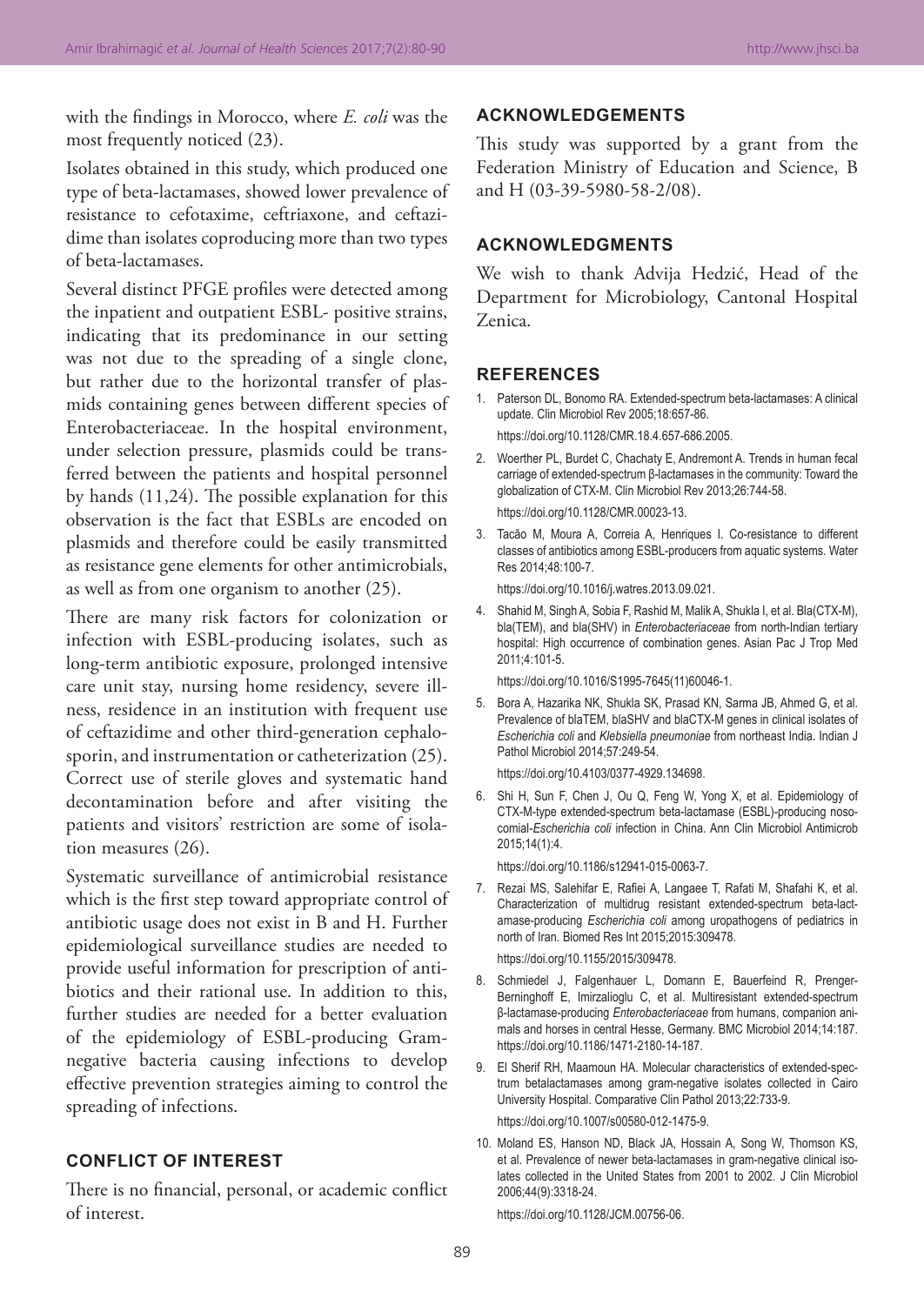with the findings in Morocco, where *E. coli* was the most frequently noticed (23).

Isolates obtained in this study, which produced one type of beta-lactamases, showed lower prevalence of resistance to cefotaxime, ceftriaxone, and ceftazidime than isolates coproducing more than two types of beta-lactamases.

Several distinct PFGE profiles were detected among the inpatient and outpatient ESBL- positive strains, indicating that its predominance in our setting was not due to the spreading of a single clone, but rather due to the horizontal transfer of plasmids containing genes between different species of Enterobacteriaceae. In the hospital environment, under selection pressure, plasmids could be transferred between the patients and hospital personnel by hands (11,24). The possible explanation for this observation is the fact that ESBLs are encoded on plasmids and therefore could be easily transmitted as resistance gene elements for other antimicrobials, as well as from one organism to another (25).

There are many risk factors for colonization or infection with ESBL-producing isolates, such as long-term antibiotic exposure, prolonged intensive care unit stay, nursing home residency, severe illness, residence in an institution with frequent use of ceftazidime and other third-generation cephalosporin, and instrumentation or catheterization (25). Correct use of sterile gloves and systematic hand decontamination before and after visiting the patients and visitors' restriction are some of isolation measures (26).

Systematic surveillance of antimicrobial resistance which is the first step toward appropriate control of antibiotic usage does not exist in B and H. Further epidemiological surveillance studies are needed to provide useful information for prescription of antibiotics and their rational use. In addition to this, further studies are needed for a better evaluation of the epidemiology of ESBL-producing Gram-negative bacteria causing infections to develop effective prevention strategies aiming to control the spreading of infections.

## CONFLICT OF INTEREST

There is no financial, personal, or academic conflict of interest.

## ACKNOWLEDGEMENTS

This study was supported by a grant from the Federation Ministry of Education and Science, B and H (03-39-5980-58-2/08).

## ACKNOWLEDGMENTS

We wish to thank Advija Hedzić, Head of the Department for Microbiology, Cantonal Hospital Zenica.

## REFERENCES

1. Paterson DL, Bonomo RA. Extended-spectrum beta-lactamases: A clinical update. Clin Microbiol Rev 2005;18:657-86.
   https://doi.org/10.1128/CMR.18.4.657-686.2005.
2. Woerther PL, Burdet C, Chachaty E, Andremont A. Trends in human fecal carriage of extended-spectrum β-lactamases in the community: Toward the globalization of CTX-M. Clin Microbiol Rev 2013;26:744-58.
   https://doi.org/10.1128/CMR.00023-13.
3. Tacão M, Moura A, Correia A, Henriques I. Co-resistance to different classes of antibiotics among ESBL-producers from aquatic systems. Water Res 2014;48:100-7.
   https://doi.org/10.1016/j.watres.2013.09.021.
4. Shahid M, Singh A, Sobia F, Rashid M, Malik A, Shukla I, et al. Bla(CTX-M), bla(TEM), and bla(SHV) in *Enterobacteriaceae* from north-Indian tertiary hospital: High occurrence of combination genes. Asian Pac J Trop Med 2011;4:101-5.
   https://doi.org/10.1016/S1995-7645(11)60046-1.
5. Bora A, Hazarika NK, Shukla SK, Prasad KN, Sarma JB, Ahmed G, et al. Prevalence of blaTEM, blaSHV and blaCTX-M genes in clinical isolates of *Escherichia coli* and *Klebsiella pneumoniae* from northeast India. Indian J Pathol Microbiol 2014;57:249-54.
   https://doi.org/10.4103/0377-4929.134698.
6. Shi H, Sun F, Chen J, Ou Q, Feng W, Yong X, et al. Epidemiology of CTX-M-type extended-spectrum beta-lactamase (ESBL)-producing nosocomial-*Escherichia coli* infection in China. Ann Clin Microbiol Antimicrob 2015;14(1):4.
   https://doi.org/10.1186/s12941-015-0063-7.
7. Rezai MS, Salehifar E, Rafiei A, Langaee T, Rafati M, Shafahi K, et al. Characterization of multidrug resistant extended-spectrum beta-lactamase-producing *Escherichia coli* among uropathogens of pediatrics in north of Iran. Biomed Res Int 2015;2015:309478.
   https://doi.org/10.1155/2015/309478.
8. Schmiedel J, Falgenhauer L, Domann E, Bauerfeind R, Prenger-Berninghoff E, Imirzalioglu C, et al. Multiresistant extended-spectrum β-lactamase-producing *Enterobacteriaceae* from humans, companion animals and horses in central Hesse, Germany. BMC Microbiol 2014;14:187.
   https://doi.org/10.1186/1471-2180-14-187.
9. El Sherif RH, Maamoun HA. Molecular characteristics of extended-spectrum betalactamases among gram-negative isolates collected in Cairo University Hospital. Comparative Clin Pathol 2013;22:733-9.
   https://doi.org/10.1007/s00580-012-1475-9.
10. Moland ES, Hanson ND, Black JA, Hossain A, Song W, Thomson KS, et al. Prevalence of newer beta-lactamases in gram-negative clinical isolates collected in the United States from 2001 to 2002. J Clin Microbiol 2006;44(9):3318-24.
    https://doi.org/10.1128/JCM.00756-06.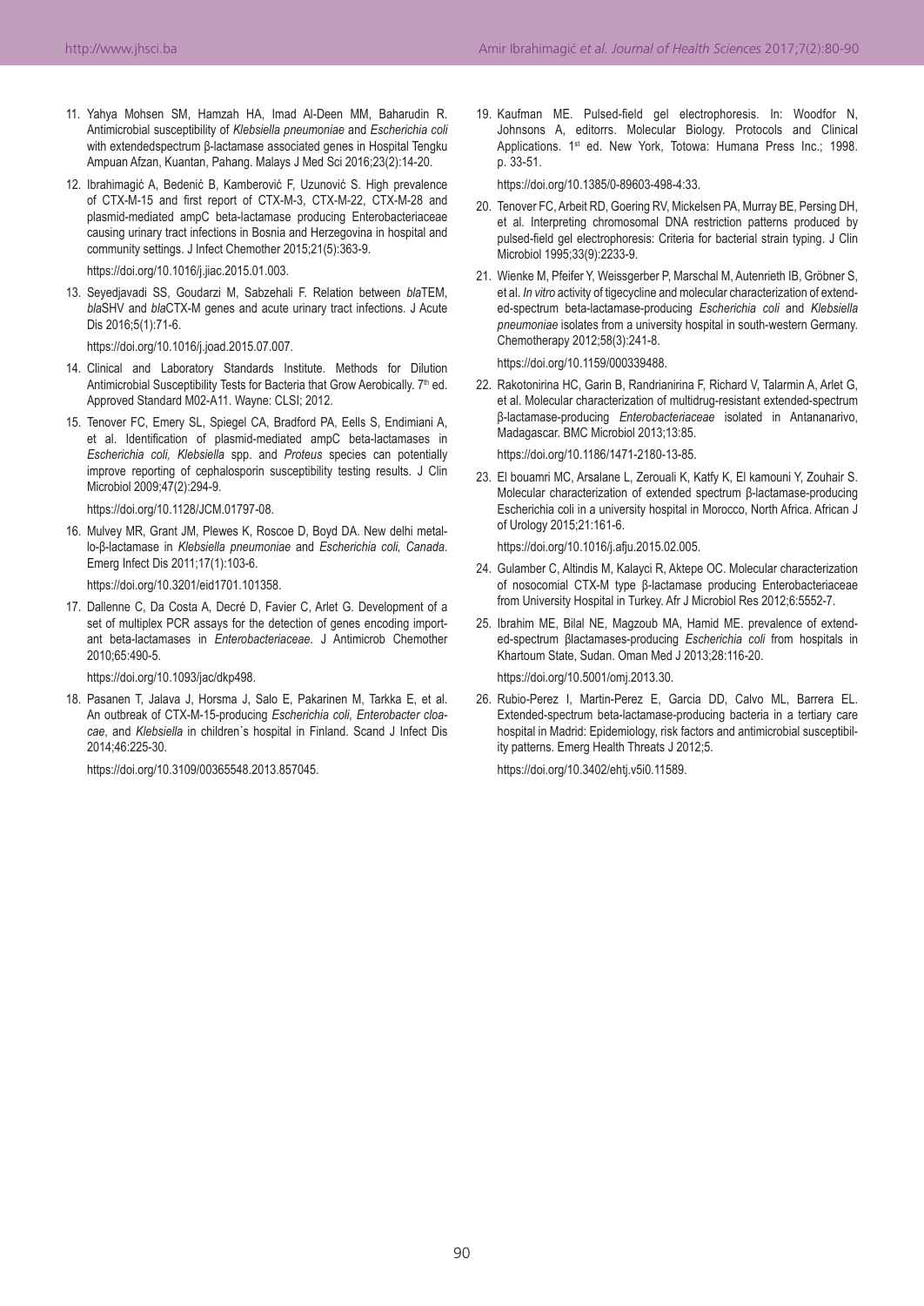11. Yahya Mohsen SM, Hamzah HA, Imad Al-Deen MM, Baharudin R. Antimicrobial susceptibility of *Klebsiella pneumoniae* and *Escherichia coli* with extendedspectrum β-lactamase associated genes in Hospital Tengku Ampuan Afzan, Kuantan, Pahang. Malays J Med Sci 2016;23(2):14-20.

12. Ibrahimagić A, Bedenić B, Kamberović F, Uzunović S. High prevalence of CTX-M-15 and first report of CTX-M-3, CTX-M-22, CTX-M-28 and plasmid-mediated ampC beta-lactamase producing Enterobacteriaceae causing urinary tract infections in Bosnia and Herzegovina in hospital and community settings. J Infect Chemother 2015;21(5):363-9.

    https://doi.org/10.1016/j.jiac.2015.01.003.

13. Seyedjavadi SS, Goudarzi M, Sabzehali F. Relation between *bla*TEM, *bla*SHV and *bla*CTX-M genes and acute urinary tract infections. J Acute Dis 2016;5(1):71-6.

    https://doi.org/10.1016/j.joad.2015.07.007.

14. Clinical and Laboratory Standards Institute. Methods for Dilution Antimicrobial Susceptibility Tests for Bacteria that Grow Aerobically. 7th ed. Approved Standard M02-A11. Wayne: CLSI; 2012.

15. Tenover FC, Emery SL, Spiegel CA, Bradford PA, Eells S, Endimiani A, et al. Identification of plasmid-mediated ampC beta-lactamases in *Escherichia coli, Klebsiella* spp. and *Proteus* species can potentially improve reporting of cephalosporin susceptibility testing results. J Clin Microbiol 2009;47(2):294-9.

    https://doi.org/10.1128/JCM.01797-08.

16. Mulvey MR, Grant JM, Plewes K, Roscoe D, Boyd DA. New delhi metallo-β-lactamase in *Klebsiella pneumoniae* and *Escherichia coli, Canada*. Emerg Infect Dis 2011;17(1):103-6.

    https://doi.org/10.3201/eid1701.101358.

17. Dallenne C, Da Costa A, Decré D, Favier C, Arlet G. Development of a set of multiplex PCR assays for the detection of genes encoding important beta-lactamases in *Enterobacteriaceae*. J Antimicrob Chemother 2010;65:490-5.

    https://doi.org/10.1093/jac/dkp498.

18. Pasanen T, Jalava J, Horsma J, Salo E, Pakarinen M, Tarkka E, et al. An outbreak of CTX-M-15-producing *Escherichia coli, Enterobacter cloacae*, and *Klebsiella* in children´s hospital in Finland. Scand J Infect Dis 2014;46:225-30.

    https://doi.org/10.3109/00365548.2013.857045.

19. Kaufman ME. Pulsed-field gel electrophoresis. In: Woodfor N, Johnsons A, editorrs. Molecular Biology. Protocols and Clinical Applications. 1st ed. New York, Totowa: Humana Press Inc.; 1998. p. 33-51.

    https://doi.org/10.1385/0-89603-498-4:33.

20. Tenover FC, Arbeit RD, Goering RV, Mickelsen PA, Murray BE, Persing DH, et al. Interpreting chromosomal DNA restriction patterns produced by pulsed-field gel electrophoresis: Criteria for bacterial strain typing. J Clin Microbiol 1995;33(9):2233-9.

21. Wienke M, Pfeifer Y, Weissgerber P, Marschal M, Autenrieth IB, Gröbner S, et al. *In vitro* activity of tigecycline and molecular characterization of extended-spectrum beta-lactamase-producing *Escherichia coli* and *Klebsiella pneumoniae* isolates from a university hospital in south-western Germany. Chemotherapy 2012;58(3):241-8.

    https://doi.org/10.1159/000339488.

22. Rakotonirina HC, Garin B, Randrianirina F, Richard V, Talarmin A, Arlet G, et al. Molecular characterization of multidrug-resistant extended-spectrum β-lactamase-producing *Enterobacteriaceae* isolated in Antananarivo, Madagascar. BMC Microbiol 2013;13:85.

    https://doi.org/10.1186/1471-2180-13-85.

23. El bouamri MC, Arsalane L, Zerouali K, Katfy K, El kamouni Y, Zouhair S. Molecular characterization of extended spectrum β-lactamase-producing Escherichia coli in a university hospital in Morocco, North Africa. African J of Urology 2015;21:161-6.

    https://doi.org/10.1016/j.afju.2015.02.005.

24. Gulamber C, Altindis M, Kalayci R, Aktepe OC. Molecular characterization of nosocomial CTX-M type β-lactamase producing Enterobacteriaceae from University Hospital in Turkey. Afr J Microbiol Res 2012;6:5552-7.

25. Ibrahim ME, Bilal NE, Magzoub MA, Hamid ME. prevalence of extended-spectrum βlactamases-producing *Escherichia coli* from hospitals in Khartoum State, Sudan. Oman Med J 2013;28:116-20.

    https://doi.org/10.5001/omj.2013.30.

26. Rubio-Perez I, Martin-Perez E, Garcia DD, Calvo ML, Barrera EL. Extended-spectrum beta-lactamase-producing bacteria in a tertiary care hospital in Madrid: Epidemiology, risk factors and antimicrobial susceptibility patterns. Emerg Health Threats J 2012;5.

    https://doi.org/10.3402/ehtj.v5i0.11589.